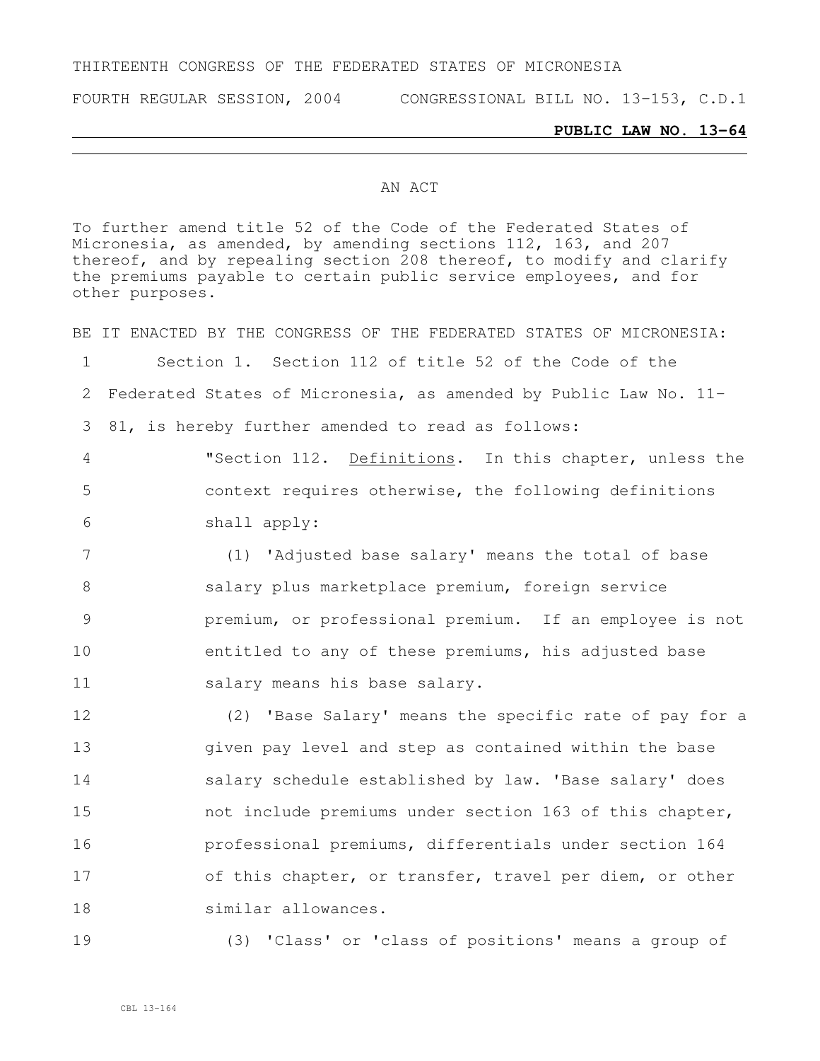THIRTEENTH CONGRESS OF THE FEDERATED STATES OF MICRONESIA

FOURTH REGULAR SESSION, 2004 CONGRESSIONAL BILL NO. 13-153, C.D.1

**PUBLIC LAW NO. 13-64**

AN ACT

To further amend title 52 of the Code of the Federated States of Micronesia, as amended, by amending sections 112, 163, and 207 thereof, and by repealing section 208 thereof, to modify and clarify the premiums payable to certain public service employees, and for other purposes.

BE IT ENACTED BY THE CONGRESS OF THE FEDERATED STATES OF MICRONESIA:

Section 1. Section 112 of title 52 of the Code of the Federated States of Micronesia, as amended by Public Law No. 11-81, is hereby further amended to read as follows:

"Section 112. Definitions. In this chapter, unless the context requires otherwise, the following definitions shall apply:

(1) 'Adjusted base salary' means the total of base salary plus marketplace premium, foreign service premium, or professional premium. If an employee is not entitled to any of these premiums, his adjusted base salary means his base salary.

(2) 'Base Salary' means the specific rate of pay for a given pay level and step as contained within the base salary schedule established by law. 'Base salary' does not include premiums under section 163 of this chapter, professional premiums, differentials under section 164 of this chapter, or transfer, travel per diem, or other similar allowances.

(3) 'Class' or 'class of positions' means a group of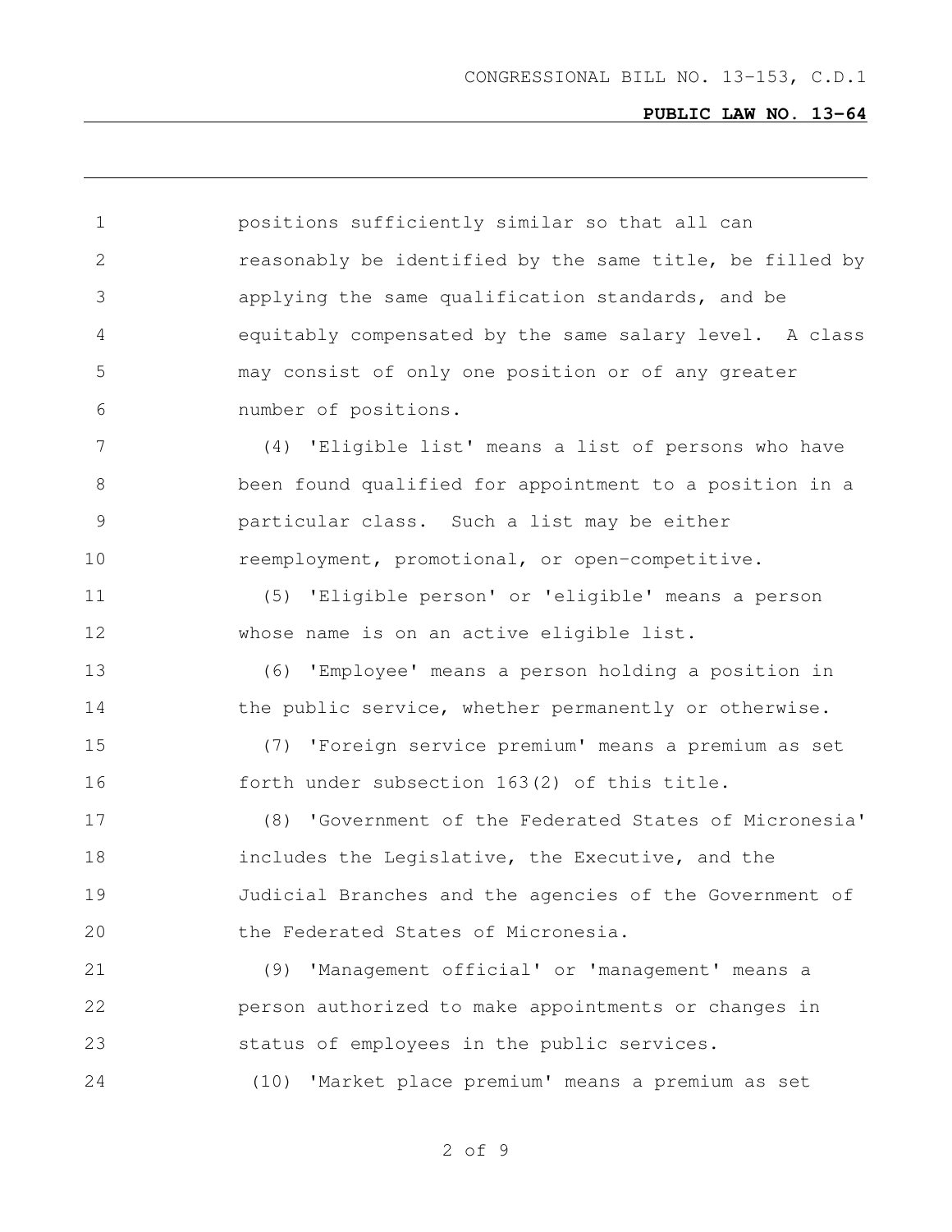positions sufficiently similar so that all can reasonably be identified by the same title, be filled by applying the same qualification standards, and be equitably compensated by the same salary level. A class may consist of only one position or of any greater number of positions.

(4) 'Eligible list' means a list of persons who have been found qualified for appointment to a position in a particular class. Such a list may be either reemployment, promotional, or open-competitive.

(5) 'Eligible person' or 'eligible' means a person whose name is on an active eligible list.

(6) 'Employee' means a person holding a position in the public service, whether permanently or otherwise.

(7) 'Foreign service premium' means a premium as set forth under subsection 163(2) of this title.

(8) 'Government of the Federated States of Micronesia' includes the Legislative, the Executive, and the Judicial Branches and the agencies of the Government of the Federated States of Micronesia.

(9) 'Management official' or 'management' means a person authorized to make appointments or changes in status of employees in the public services.

(10) 'Market place premium' means a premium as set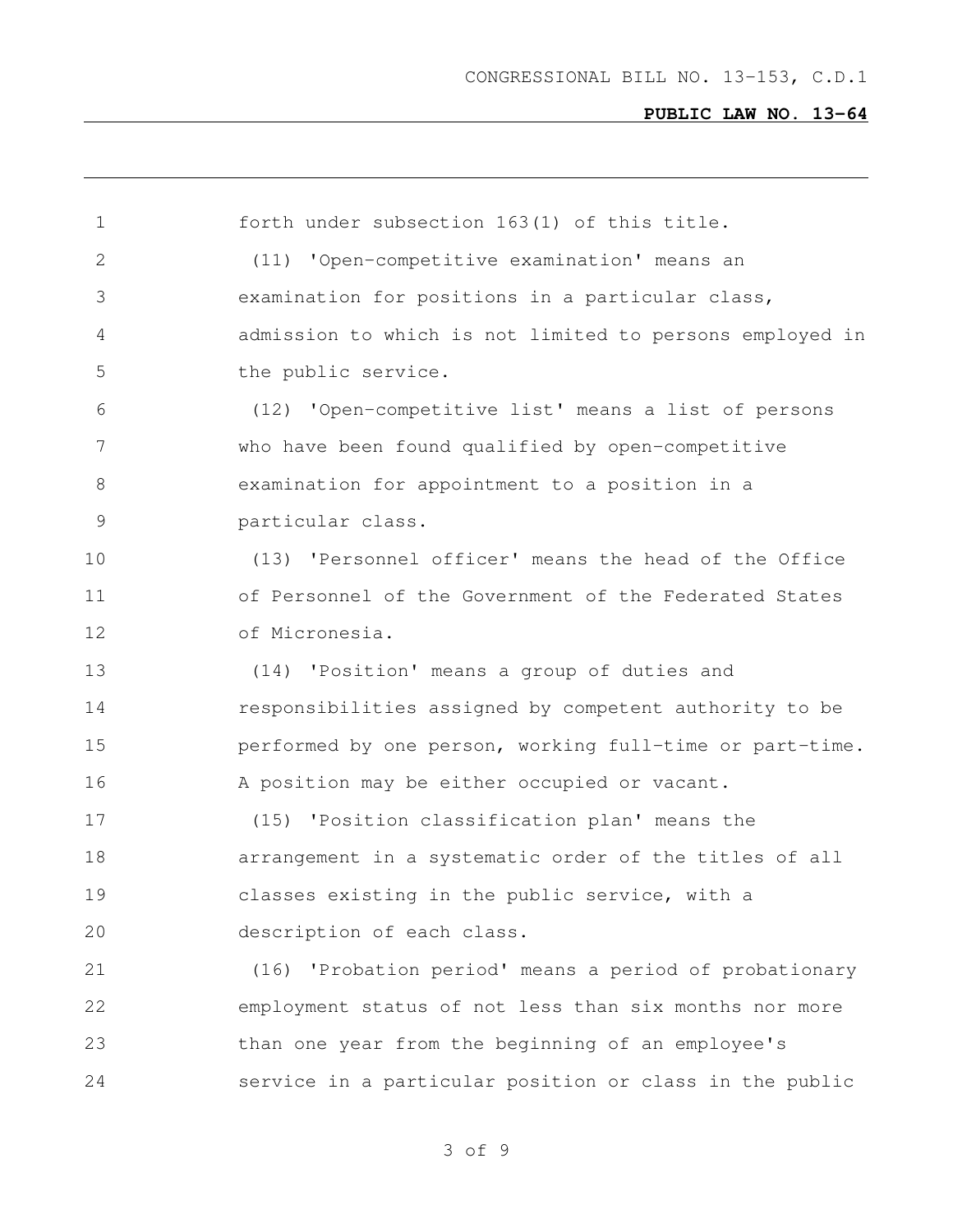forth under subsection 163(1) of this title.

(11) 'Open-competitive examination' means an examination for positions in a particular class, admission to which is not limited to persons employed in the public service.

(12) 'Open-competitive list' means a list of persons who have been found qualified by open-competitive examination for appointment to a position in a particular class.

(13) 'Personnel officer' means the head of the Office of Personnel of the Government of the Federated States of Micronesia.

(14) 'Position' means a group of duties and responsibilities assigned by competent authority to be performed by one person, working full-time or part-time. A position may be either occupied or vacant.

(15) 'Position classification plan' means the arrangement in a systematic order of the titles of all classes existing in the public service, with a description of each class.

(16) 'Probation period' means a period of probationary employment status of not less than six months nor more than one year from the beginning of an employee's service in a particular position or class in the public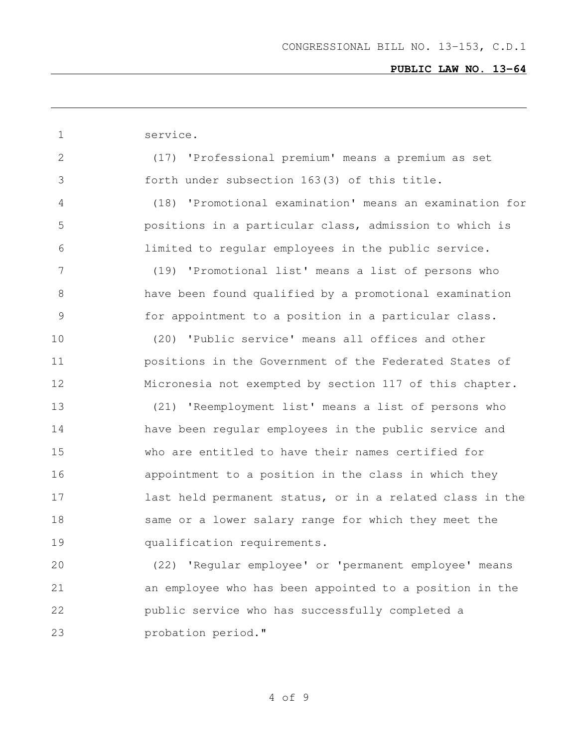service.

(17) 'Professional premium' means a premium as set forth under subsection 163(3) of this title.

(18) 'Promotional examination' means an examination for positions in a particular class, admission to which is limited to regular employees in the public service.

(19) 'Promotional list' means a list of persons who have been found qualified by a promotional examination for appointment to a position in a particular class.

(20) 'Public service' means all offices and other positions in the Government of the Federated States of Micronesia not exempted by section 117 of this chapter.

(21) 'Reemployment list' means a list of persons who have been regular employees in the public service and who are entitled to have their names certified for appointment to a position in the class in which they last held permanent status, or in a related class in the same or a lower salary range for which they meet the qualification requirements.

(22) 'Regular employee' or 'permanent employee' means an employee who has been appointed to a position in the public service who has successfully completed a probation period."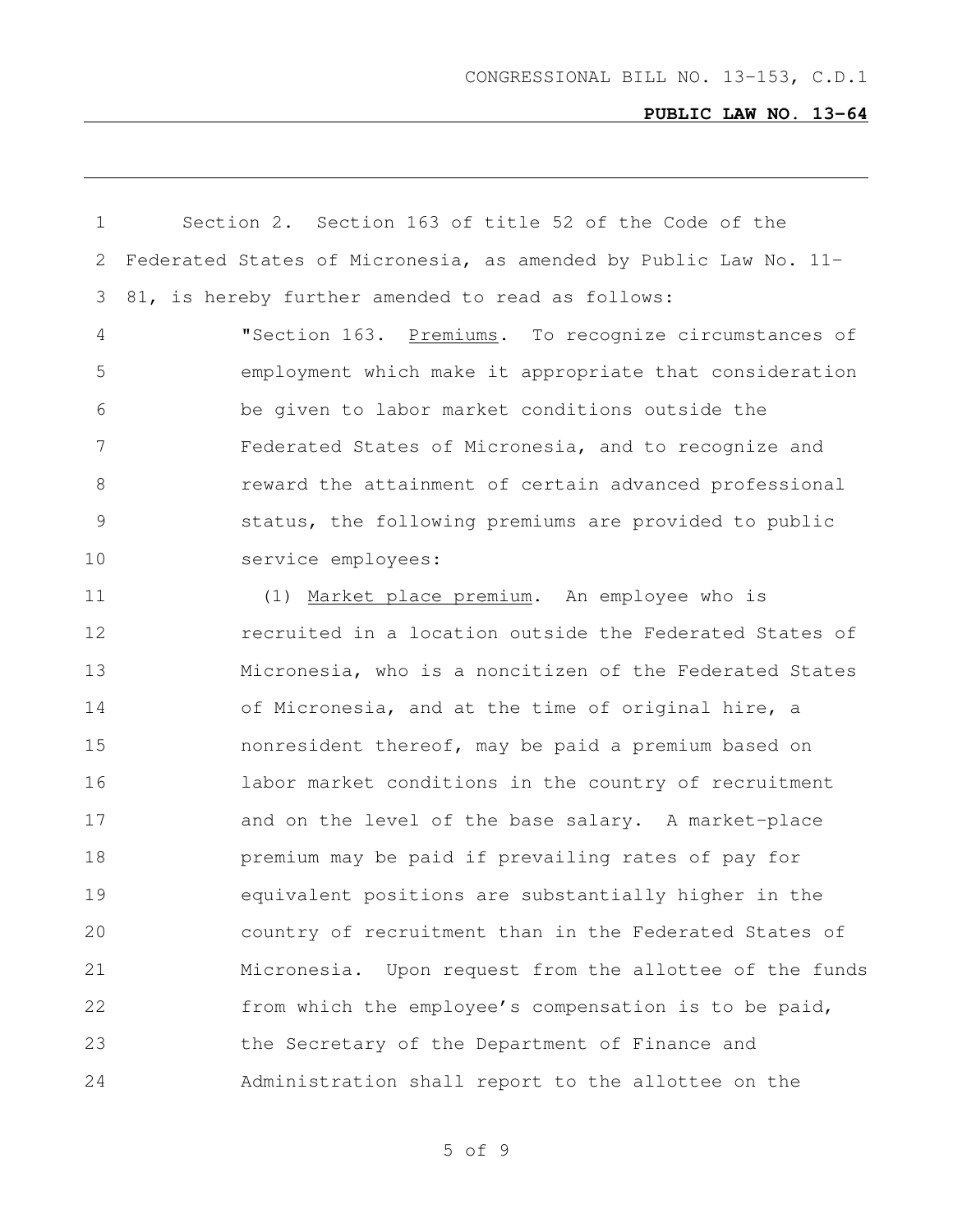Section 2. Section 163 of title 52 of the Code of the Federated States of Micronesia, as amended by Public Law No. 11-81, is hereby further amended to read as follows:

"Section 163. Premiums. To recognize circumstances of employment which make it appropriate that consideration be given to labor market conditions outside the Federated States of Micronesia, and to recognize and reward the attainment of certain advanced professional status, the following premiums are provided to public service employees:

(1) Market place premium. An employee who is recruited in a location outside the Federated States of Micronesia, who is a noncitizen of the Federated States of Micronesia, and at the time of original hire, a nonresident thereof, may be paid a premium based on labor market conditions in the country of recruitment and on the level of the base salary. A market-place premium may be paid if prevailing rates of pay for equivalent positions are substantially higher in the country of recruitment than in the Federated States of Micronesia. Upon request from the allottee of the funds from which the employee's compensation is to be paid, the Secretary of the Department of Finance and Administration shall report to the allottee on the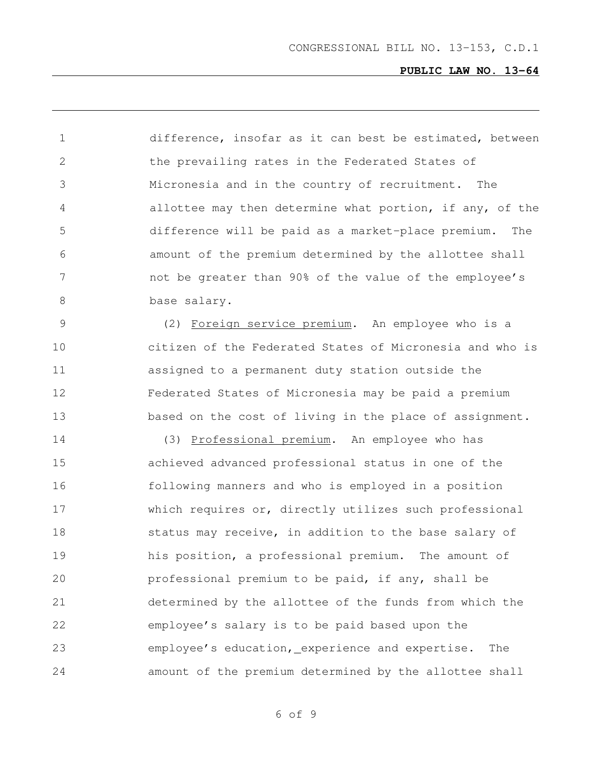difference, insofar as it can best be estimated, between the prevailing rates in the Federated States of Micronesia and in the country of recruitment. The allottee may then determine what portion, if any, of the difference will be paid as a market-place premium. The amount of the premium determined by the allottee shall not be greater than 90% of the value of the employee's base salary.

(2) Foreign service premium. An employee who is a citizen of the Federated States of Micronesia and who is assigned to a permanent duty station outside the Federated States of Micronesia may be paid a premium based on the cost of living in the place of assignment.

(3) Professional premium. An employee who has achieved advanced professional status in one of the following manners and who is employed in a position which requires or, directly utilizes such professional status may receive, in addition to the base salary of his position, a professional premium. The amount of professional premium to be paid, if any, shall be determined by the allottee of the funds from which the employee's salary is to be paid based upon the employee's education, experience and expertise. The amount of the premium determined by the allottee shall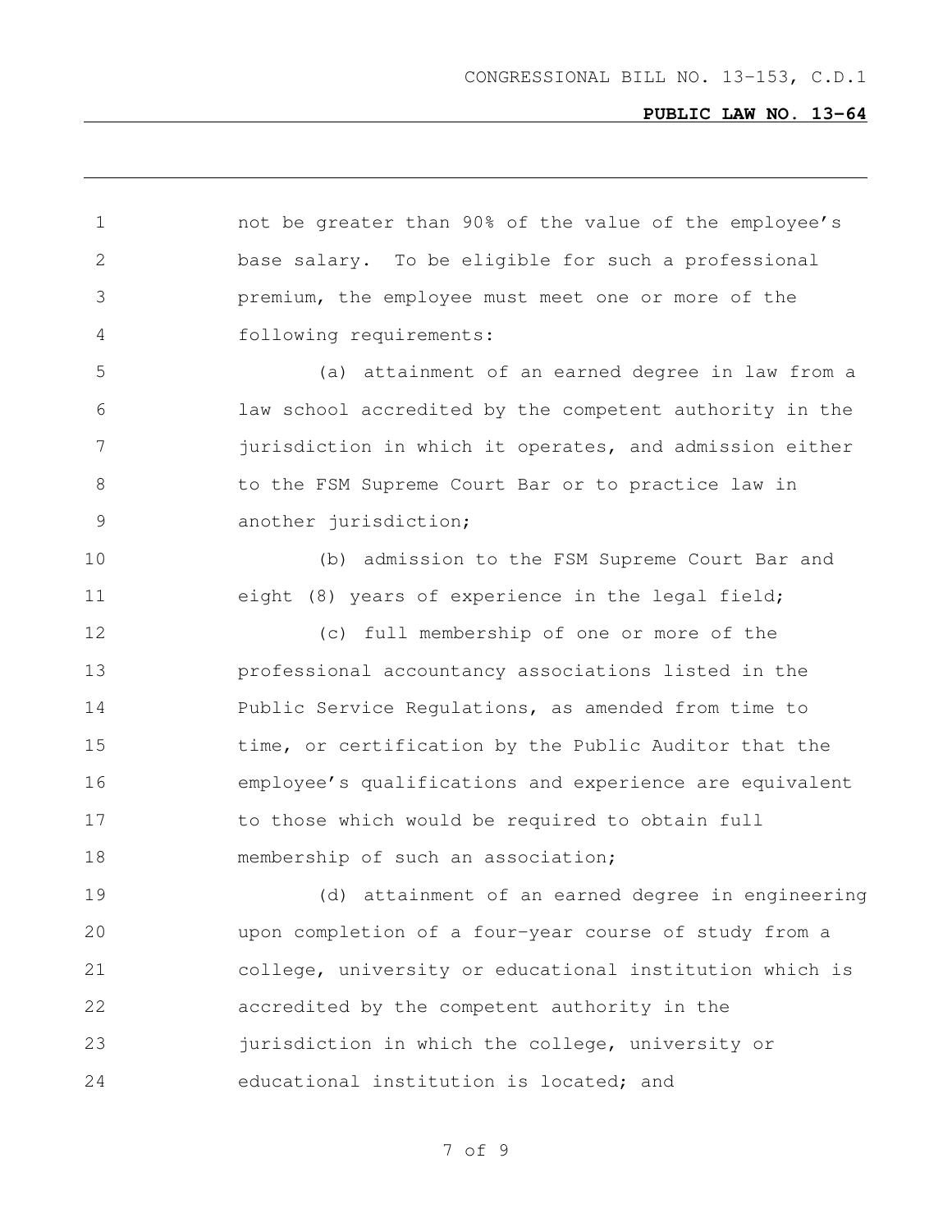not be greater than 90% of the value of the employee's base salary. To be eligible for such a professional premium, the employee must meet one or more of the following requirements:

(a) attainment of an earned degree in law from a law school accredited by the competent authority in the jurisdiction in which it operates, and admission either to the FSM Supreme Court Bar or to practice law in another jurisdiction;

(b) admission to the FSM Supreme Court Bar and eight (8) years of experience in the legal field;

(c) full membership of one or more of the professional accountancy associations listed in the Public Service Regulations, as amended from time to time, or certification by the Public Auditor that the employee's qualifications and experience are equivalent to those which would be required to obtain full membership of such an association;

(d) attainment of an earned degree in engineering upon completion of a four-year course of study from a college, university or educational institution which is accredited by the competent authority in the jurisdiction in which the college, university or educational institution is located; and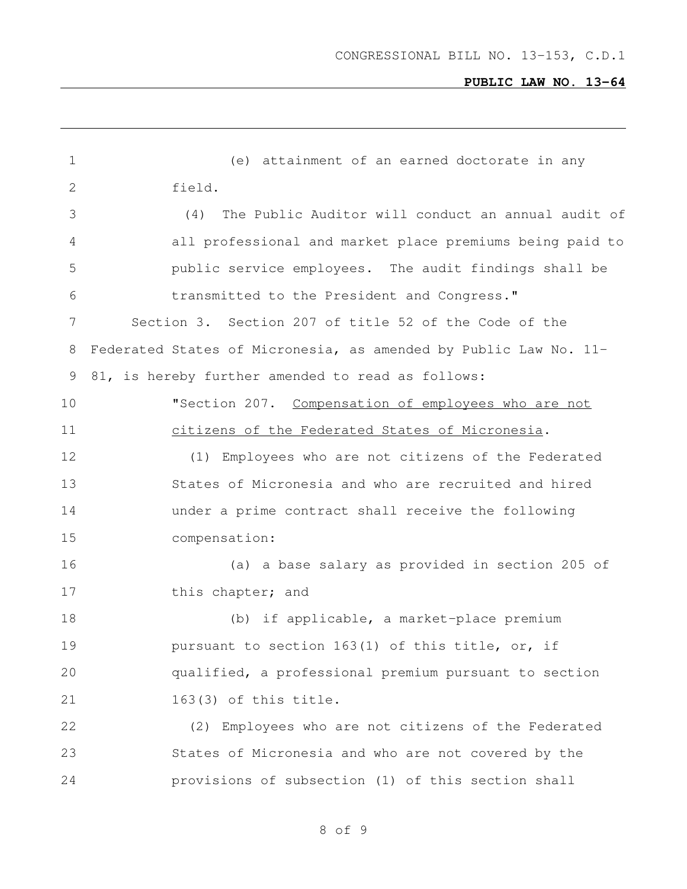(e) attainment of an earned doctorate in any field.

(4) The Public Auditor will conduct an annual audit of all professional and market place premiums being paid to public service employees. The audit findings shall be transmitted to the President and Congress."

Section 3. Section 207 of title 52 of the Code of the Federated States of Micronesia, as amended by Public Law No. 11-81, is hereby further amended to read as follows:

"Section 207. Compensation of employees who are not citizens of the Federated States of Micronesia.

(1) Employees who are not citizens of the Federated States of Micronesia and who are recruited and hired under a prime contract shall receive the following compensation:

(a) a base salary as provided in section 205 of this chapter; and

(b) if applicable, a market-place premium pursuant to section 163(1) of this title, or, if qualified, a professional premium pursuant to section 163(3) of this title.

(2) Employees who are not citizens of the Federated States of Micronesia and who are not covered by the provisions of subsection (1) of this section shall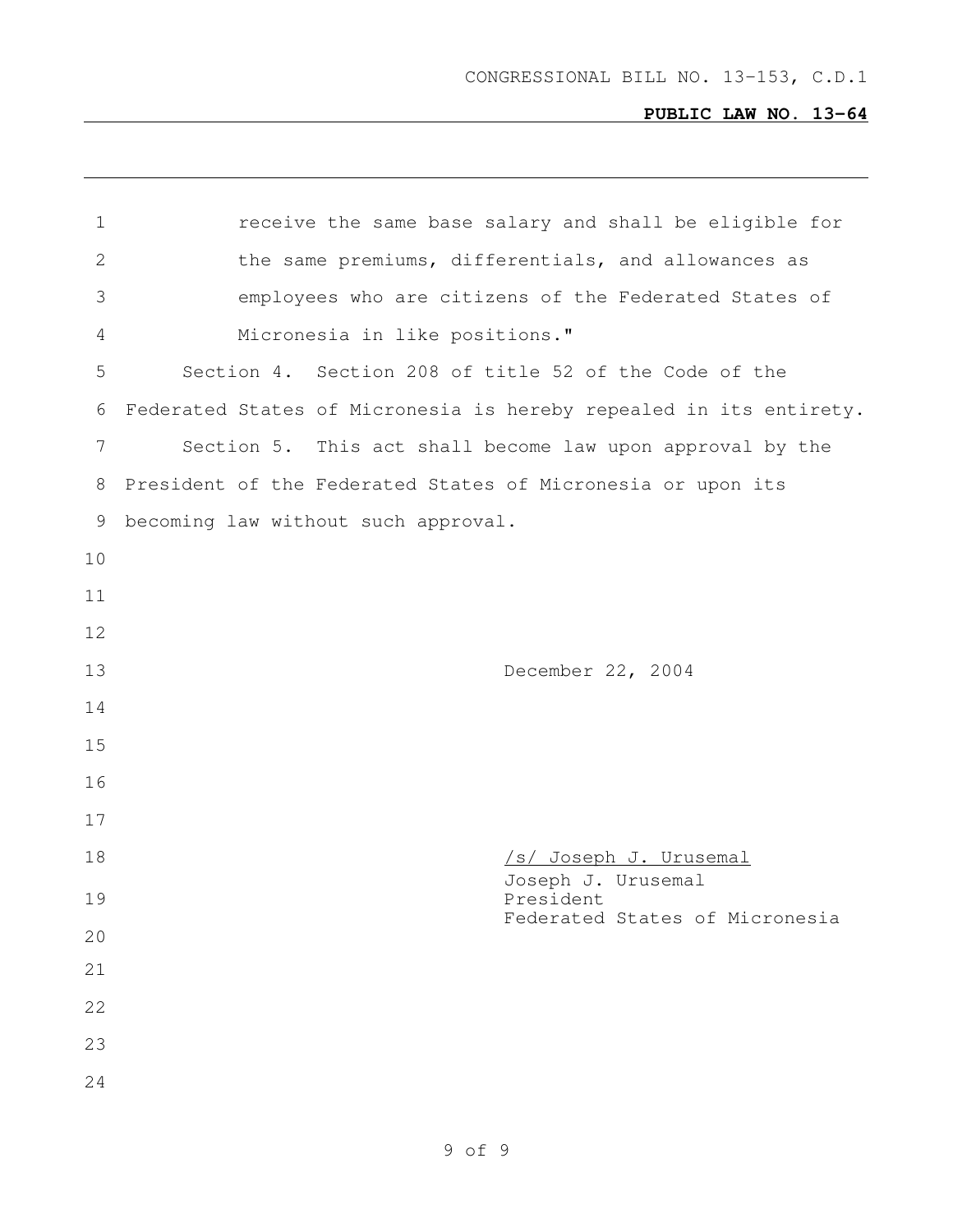receive the same base salary and shall be eligible for the same premiums, differentials, and allowances as employees who are citizens of the Federated States of Micronesia in like positions."

Section 4. Section 208 of title 52 of the Code of the Federated States of Micronesia is hereby repealed in its entirety.

Section 5. This act shall become law upon approval by the President of the Federated States of Micronesia or upon its becoming law without such approval.

December 22, 2004

/s/ Joseph J. Urusemal
Joseph J. Urusemal
President
Federated States of Micronesia